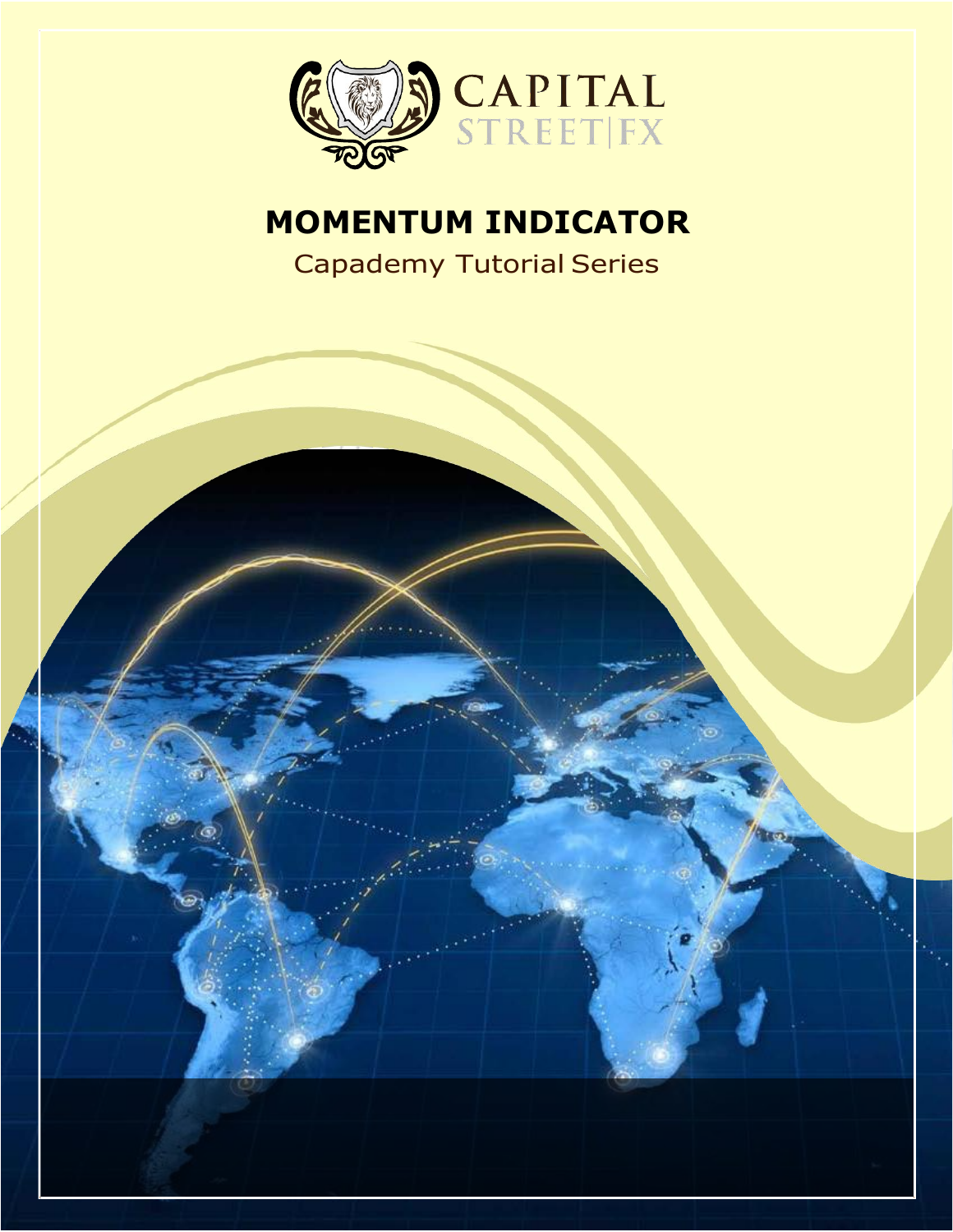CAPITAL STREET|FX

# MOMENTUM INDICATOR

Capademy Tutorial Series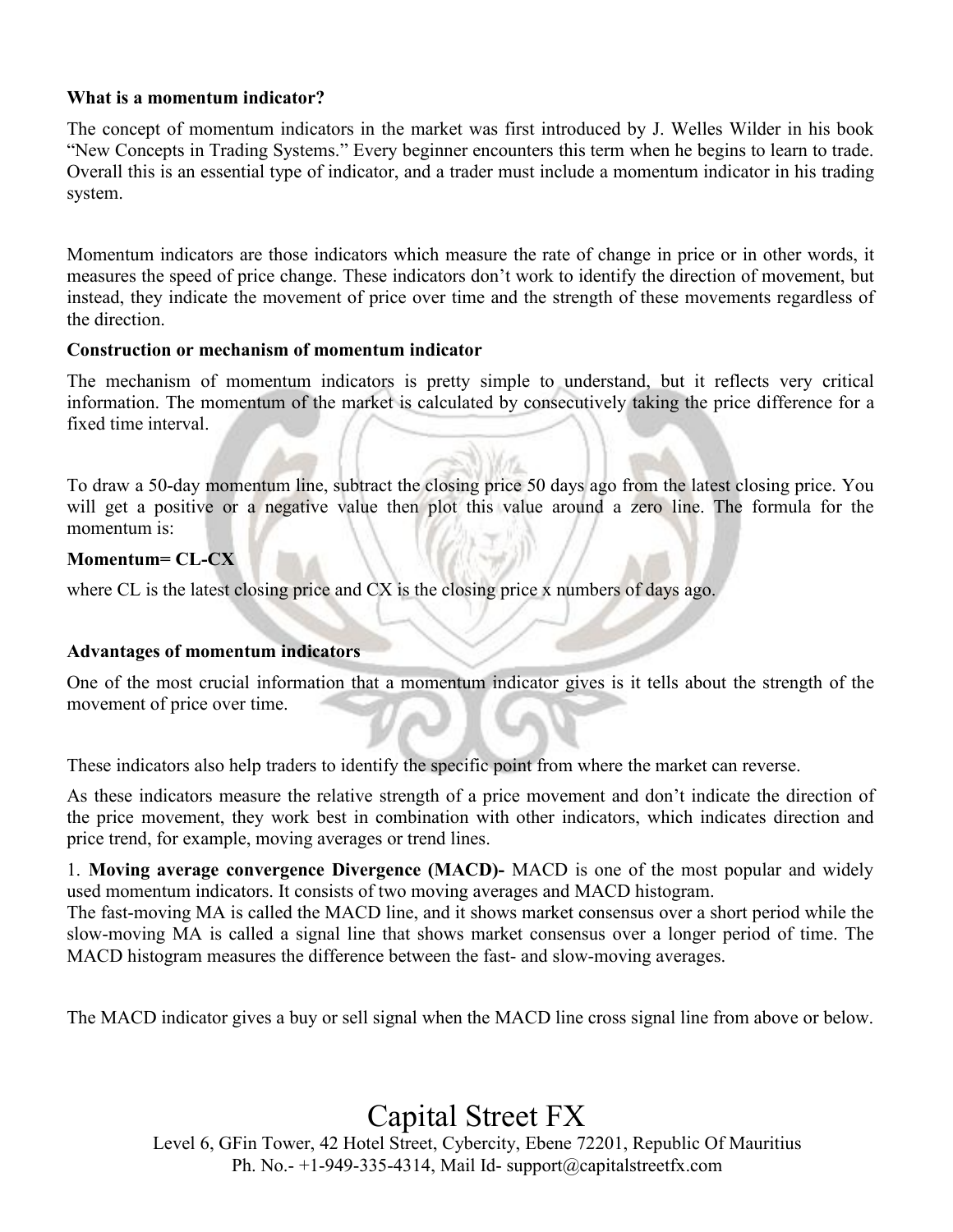**What is a momentum indicator?**

The concept of momentum indicators in the market was first introduced by J. Welles Wilder in his book "New Concepts in Trading Systems." Every beginner encounters this term when he begins to learn to trade. Overall this is an essential type of indicator, and a trader must include a momentum indicator in his trading system.

Momentum indicators are those indicators which measure the rate of change in price or in other words, it measures the speed of price change. These indicators don't work to identify the direction of movement, but instead, they indicate the movement of price over time and the strength of these movements regardless of the direction.

**Construction or mechanism of momentum indicator**

The mechanism of momentum indicators is pretty simple to understand, but it reflects very critical information. The momentum of the market is calculated by consecutively taking the price difference for a fixed time interval.

To draw a 50-day momentum line, subtract the closing price 50 days ago from the latest closing price. You will get a positive or a negative value then plot this value around a zero line. The formula for the momentum is:

**Momentum= CL-CX**

where CL is the latest closing price and CX is the closing price x numbers of days ago.

**Advantages of momentum indicators**

One of the most crucial information that a momentum indicator gives is it tells about the strength of the movement of price over time.

These indicators also help traders to identify the specific point from where the market can reverse.

As these indicators measure the relative strength of a price movement and don't indicate the direction of the price movement, they work best in combination with other indicators, which indicates direction and price trend, for example, moving averages or trend lines.

1. **Moving average convergence Divergence (MACD)-** MACD is one of the most popular and widely used momentum indicators. It consists of two moving averages and MACD histogram.
The fast-moving MA is called the MACD line, and it shows market consensus over a short period while the slow-moving MA is called a signal line that shows market consensus over a longer period of time. The MACD histogram measures the difference between the fast- and slow-moving averages.

The MACD indicator gives a buy or sell signal when the MACD line cross signal line from above or below.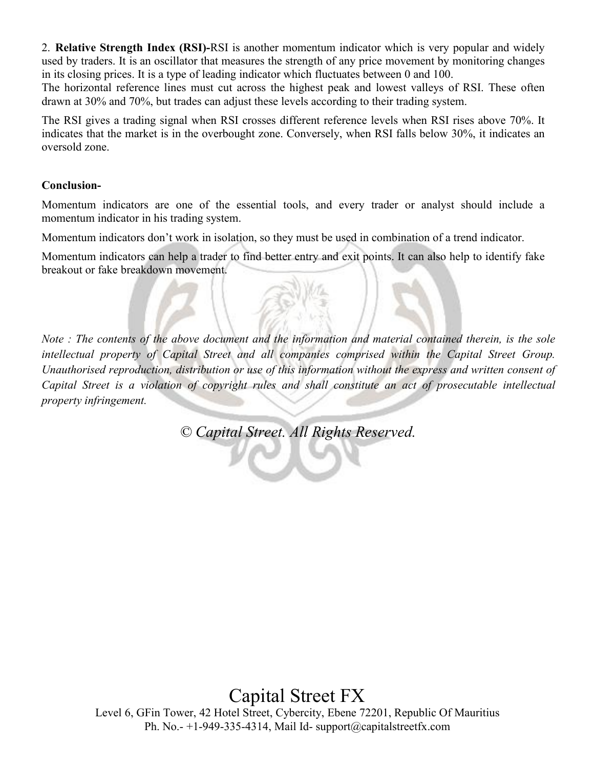2. **Relative Strength Index (RSI)-**RSI is another momentum indicator which is very popular and widely used by traders. It is an oscillator that measures the strength of any price movement by monitoring changes in its closing prices. It is a type of leading indicator which fluctuates between 0 and 100.
The horizontal reference lines must cut across the highest peak and lowest valleys of RSI. These often drawn at 30% and 70%, but trades can adjust these levels according to their trading system.

The RSI gives a trading signal when RSI crosses different reference levels when RSI rises above 70%. It indicates that the market is in the overbought zone. Conversely, when RSI falls below 30%, it indicates an oversold zone.

**Conclusion-**

Momentum indicators are one of the essential tools, and every trader or analyst should include a momentum indicator in his trading system.

Momentum indicators don't work in isolation, so they must be used in combination of a trend indicator.

Momentum indicators can help a trader to find better entry and exit points. It can also help to identify fake breakout or fake breakdown movement.

*Note : The contents of the above document and the information and material contained therein, is the sole intellectual property of Capital Street and all companies comprised within the Capital Street Group. Unauthorised reproduction, distribution or use of this information without the express and written consent of Capital Street is a violation of copyright rules and shall constitute an act of prosecutable intellectual property infringement.*

*© Capital Street. All Rights Reserved.*

Capital Street FX
Level 6, GFin Tower, 42 Hotel Street, Cybercity, Ebene 72201, Republic Of Mauritius
Ph. No.- +1-949-335-4314, Mail Id- support@capitalstreetfx.com